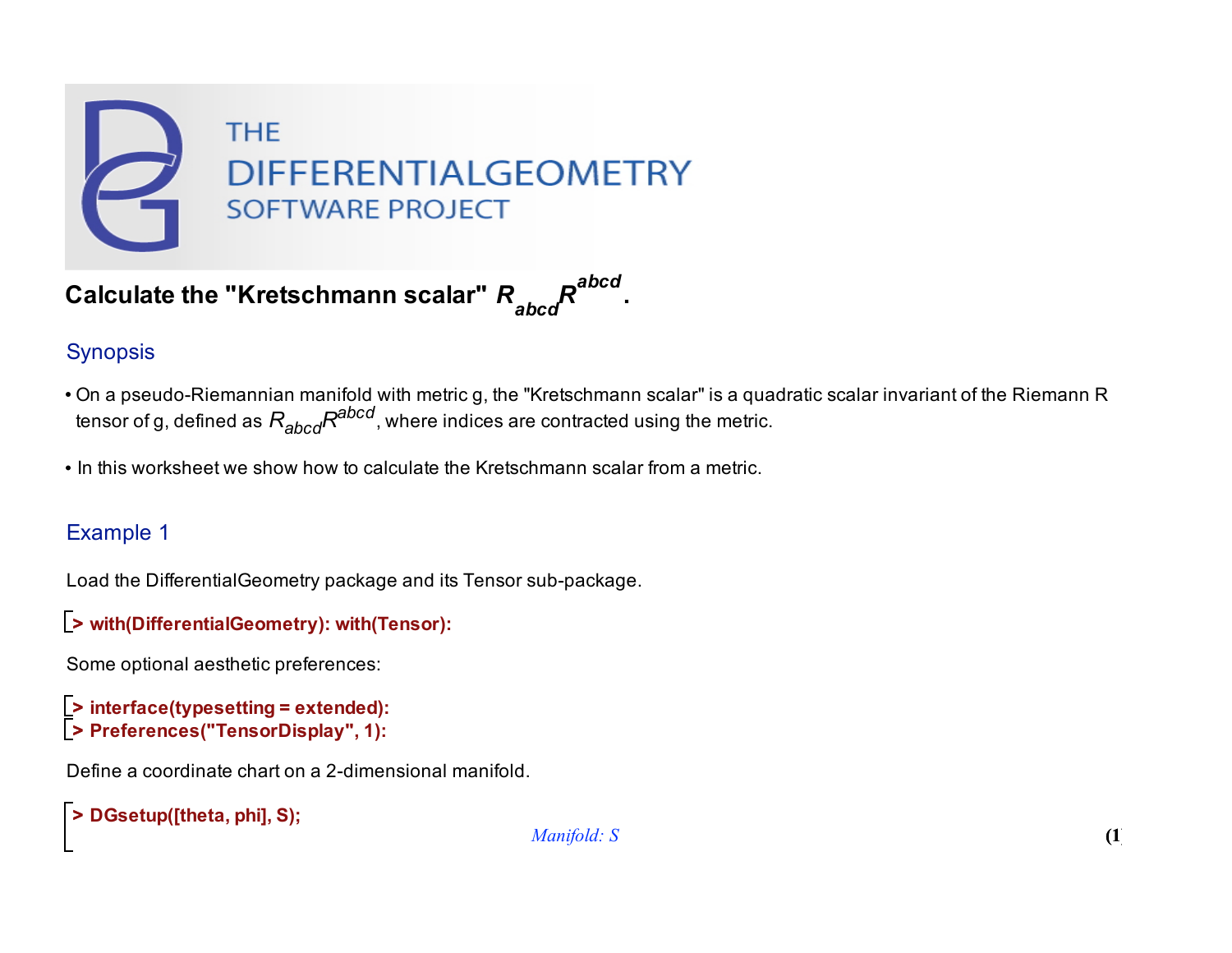THE DIFFERENTIALGEOMETRY SOFTWARE PROJECT

# Calculate the "Kretschmann scalar" $R_{abcd}R^{abcd}$.

## Synopsis

- On a pseudo-Riemannian manifold with metric g, the "Kretschmann scalar" is a quadratic scalar invariant of the Riemann R tensor of g, defined as $R_{abcd}R^{abcd}$, where indices are contracted using the metric.
- In this worksheet we show how to calculate the Kretschmann scalar from a metric.

## Example 1

Load the DifferentialGeometry package and its Tensor sub-package.

```
> with(DifferentialGeometry): with(Tensor):
```

Some optional aesthetic preferences:

```
> interface(typesetting = extended):
> Preferences("TensorDisplay", 1):
```

Define a coordinate chart on a 2-dimensional manifold.

```
> DGsetup([theta, phi], S);
```

*Manifold: S* **(1)**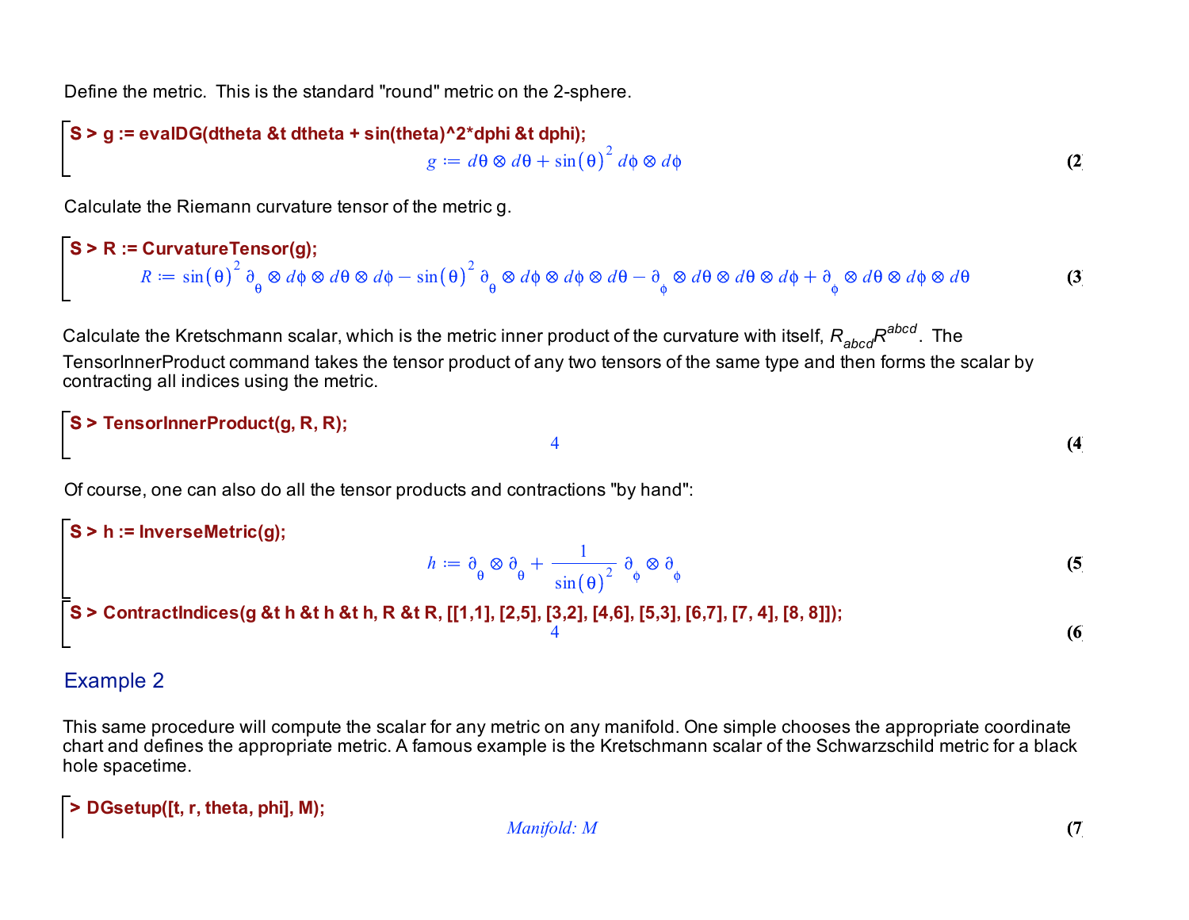Define the metric. This is the standard "round" metric on the 2-sphere.

```
S > g := evalDG(dtheta &t dtheta + sin(theta)^2*dphi &t dphi);
```

$$g := d\theta \otimes d\theta + \sin(\theta)^2\, d\phi \otimes d\phi \tag{2}$$

Calculate the Riemann curvature tensor of the metric g.

```
S > R := CurvatureTensor(g);
```

$$R := \sin(\theta)^2\, \partial_\theta \otimes d\phi \otimes d\theta \otimes d\phi - \sin(\theta)^2\, \partial_\theta \otimes d\phi \otimes d\phi \otimes d\theta - \partial_\phi \otimes d\theta \otimes d\theta \otimes d\phi + \partial_\phi \otimes d\theta \otimes d\phi \otimes d\theta \tag{3}$$

Calculate the Kretschmann scalar, which is the metric inner product of the curvature with itself, $R_{abcd}R^{abcd}$. The TensorInnerProduct command takes the tensor product of any two tensors of the same type and then forms the scalar by contracting all indices using the metric.

```
S > TensorInnerProduct(g, R, R);
```

$$4 \tag{4}$$

Of course, one can also do all the tensor products and contractions "by hand":

```
S > h := InverseMetric(g);
```

$$h := \partial_\theta \otimes \partial_\theta + \frac{1}{\sin(\theta)^2}\, \partial_\phi \otimes \partial_\phi \tag{5}$$

```
S > ContractIndices(g &t h &t h &t h, R &t R, [[1,1], [2,5], [3,2], [4,6], [5,3], [6,7], [7, 4], [8, 8]]);
```

$$4 \tag{6}$$

## Example 2

This same procedure will compute the scalar for any metric on any manifold. One simple chooses the appropriate coordinate chart and defines the appropriate metric. A famous example is the Kretschmann scalar of the Schwarzschild metric for a black hole spacetime.

```
> DGsetup([t, r, theta, phi], M);
```

$$\text{Manifold: } M \tag{7}$$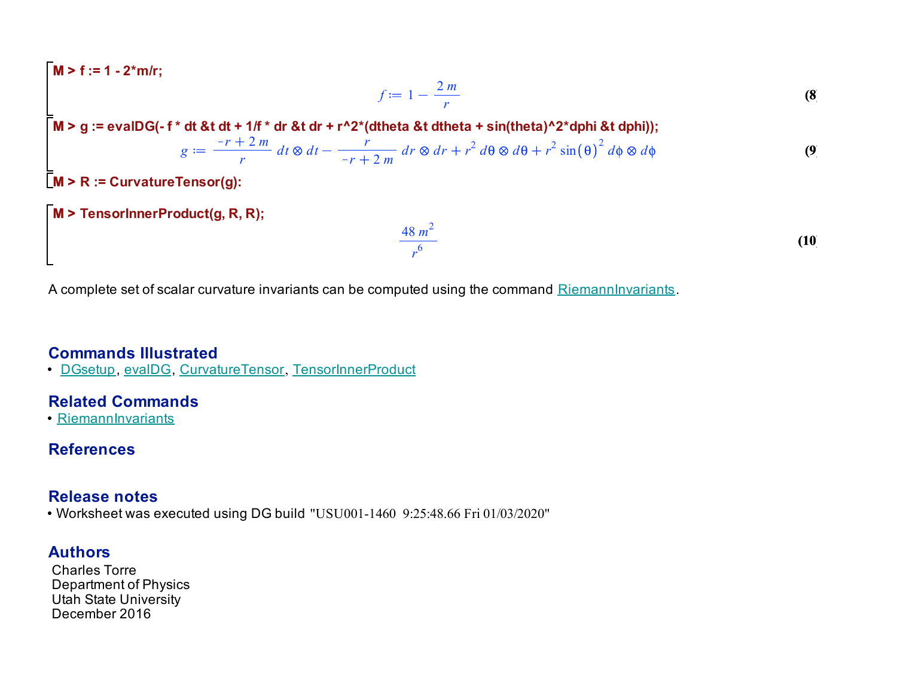```
M > f := 1 - 2*m/r;
```

$$f := 1 - \frac{2\,m}{r} \tag{8}$$

```
M > g := evalDG(- f * dt &t dt + 1/f * dr &t dr + r^2*(dtheta &t dtheta + sin(theta)^2*dphi &t dphi));
```

$$g := \frac{-r + 2\,m}{r}\,dt \otimes dt - \frac{r}{-r + 2\,m}\,dr \otimes dr + r^2\,d\theta \otimes d\theta + r^2\,\sin(\theta)^2\,d\phi \otimes d\phi \tag{9}$$

```
M > R := CurvatureTensor(g):
```

```
M > TensorInnerProduct(g, R, R);
```

$$\frac{48\,m^2}{r^6} \tag{10}$$

A complete set of scalar curvature invariants can be computed using the command RiemannInvariants.

## Commands Illustrated

- DGsetup, evalDG, CurvatureTensor, TensorInnerProduct

## Related Commands

- RiemannInvariants

## References

## Release notes

- Worksheet was executed using DG build "USU001-1460 9:25:48.66 Fri 01/03/2020"

## Authors

Charles Torre
Department of Physics
Utah State University
December 2016